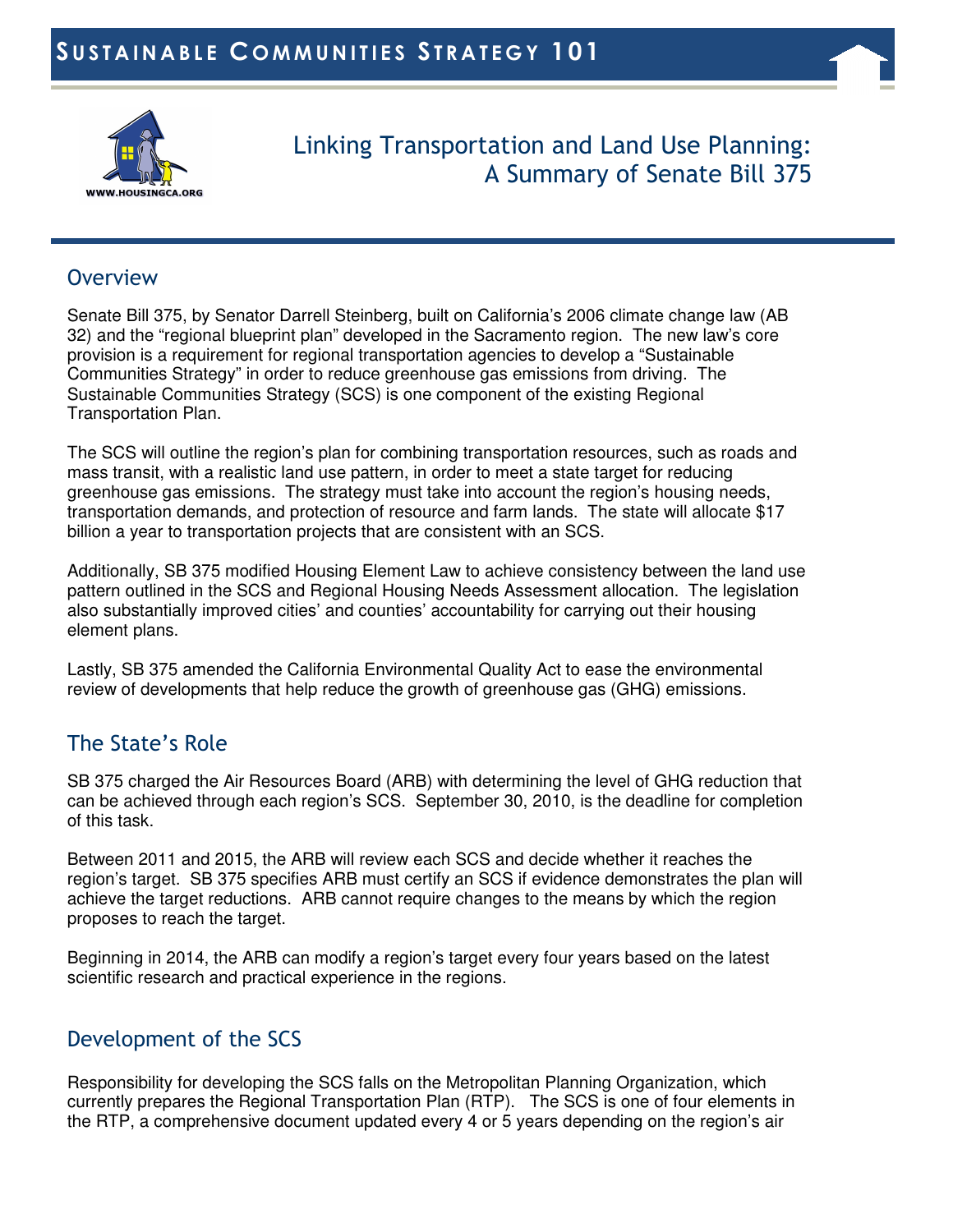# Sustainable Communities Strategy 101

## Linking Transportation and Land Use Planning: A Summary of Senate Bill 375

WWW.HOUSINGCA.ORG

## Overview

Senate Bill 375, by Senator Darrell Steinberg, built on California's 2006 climate change law (AB 32) and the "regional blueprint plan" developed in the Sacramento region. The new law's core provision is a requirement for regional transportation agencies to develop a "Sustainable Communities Strategy" in order to reduce greenhouse gas emissions from driving. The Sustainable Communities Strategy (SCS) is one component of the existing Regional Transportation Plan.

The SCS will outline the region's plan for combining transportation resources, such as roads and mass transit, with a realistic land use pattern, in order to meet a state target for reducing greenhouse gas emissions. The strategy must take into account the region's housing needs, transportation demands, and protection of resource and farm lands. The state will allocate $17 billion a year to transportation projects that are consistent with an SCS.

Additionally, SB 375 modified Housing Element Law to achieve consistency between the land use pattern outlined in the SCS and Regional Housing Needs Assessment allocation. The legislation also substantially improved cities' and counties' accountability for carrying out their housing element plans.

Lastly, SB 375 amended the California Environmental Quality Act to ease the environmental review of developments that help reduce the growth of greenhouse gas (GHG) emissions.

## The State's Role

SB 375 charged the Air Resources Board (ARB) with determining the level of GHG reduction that can be achieved through each region's SCS. September 30, 2010, is the deadline for completion of this task.

Between 2011 and 2015, the ARB will review each SCS and decide whether it reaches the region's target. SB 375 specifies ARB must certify an SCS if evidence demonstrates the plan will achieve the target reductions. ARB cannot require changes to the means by which the region proposes to reach the target.

Beginning in 2014, the ARB can modify a region's target every four years based on the latest scientific research and practical experience in the regions.

## Development of the SCS

Responsibility for developing the SCS falls on the Metropolitan Planning Organization, which currently prepares the Regional Transportation Plan (RTP). The SCS is one of four elements in the RTP, a comprehensive document updated every 4 or 5 years depending on the region's air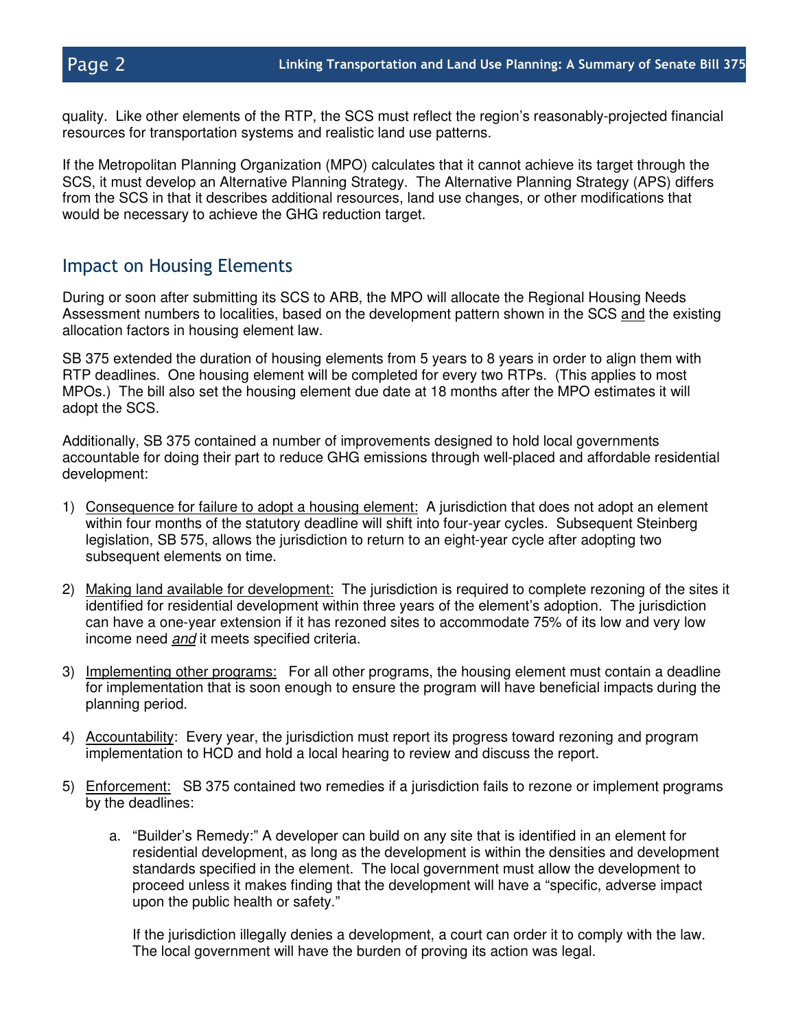quality. Like other elements of the RTP, the SCS must reflect the region's reasonably-projected financial resources for transportation systems and realistic land use patterns.

If the Metropolitan Planning Organization (MPO) calculates that it cannot achieve its target through the SCS, it must develop an Alternative Planning Strategy. The Alternative Planning Strategy (APS) differs from the SCS in that it describes additional resources, land use changes, or other modifications that would be necessary to achieve the GHG reduction target.

## Impact on Housing Elements

During or soon after submitting its SCS to ARB, the MPO will allocate the Regional Housing Needs Assessment numbers to localities, based on the development pattern shown in the SCS <u>and</u> the existing allocation factors in housing element law.

SB 375 extended the duration of housing elements from 5 years to 8 years in order to align them with RTP deadlines. One housing element will be completed for every two RTPs. (This applies to most MPOs.) The bill also set the housing element due date at 18 months after the MPO estimates it will adopt the SCS.

Additionally, SB 375 contained a number of improvements designed to hold local governments accountable for doing their part to reduce GHG emissions through well-placed and affordable residential development:

1) <u>Consequence for failure to adopt a housing element:</u> A jurisdiction that does not adopt an element within four months of the statutory deadline will shift into four-year cycles. Subsequent Steinberg legislation, SB 575, allows the jurisdiction to return to an eight-year cycle after adopting two subsequent elements on time.

2) <u>Making land available for development:</u> The jurisdiction is required to complete rezoning of the sites it identified for residential development within three years of the element's adoption. The jurisdiction can have a one-year extension if it has rezoned sites to accommodate 75% of its low and very low income need ***and*** it meets specified criteria.

3) <u>Implementing other programs:</u> For all other programs, the housing element must contain a deadline for implementation that is soon enough to ensure the program will have beneficial impacts during the planning period.

4) <u>Accountability</u>: Every year, the jurisdiction must report its progress toward rezoning and program implementation to HCD and hold a local hearing to review and discuss the report.

5) <u>Enforcement:</u> SB 375 contained two remedies if a jurisdiction fails to rezone or implement programs by the deadlines:

   a. "Builder's Remedy:" A developer can build on any site that is identified in an element for residential development, as long as the development is within the densities and development standards specified in the element. The local government must allow the development to proceed unless it makes finding that the development will have a "specific, adverse impact upon the public health or safety."

      If the jurisdiction illegally denies a development, a court can order it to comply with the law. The local government will have the burden of proving its action was legal.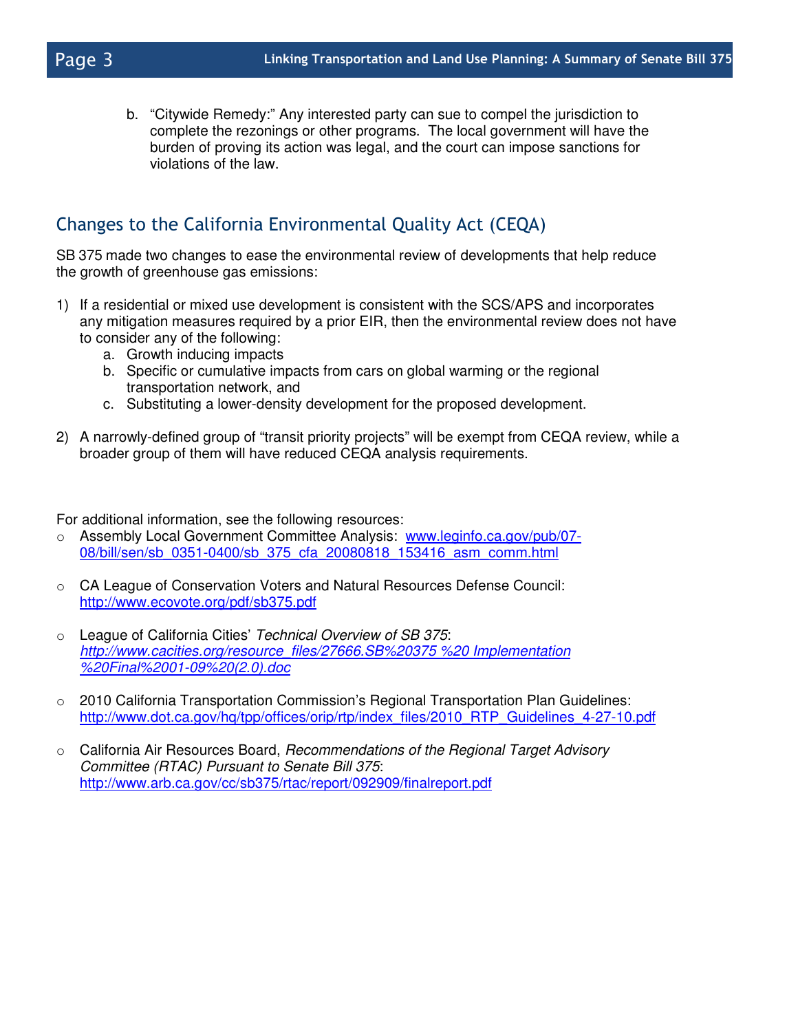b. "Citywide Remedy:" Any interested party can sue to compel the jurisdiction to complete the rezonings or other programs. The local government will have the burden of proving its action was legal, and the court can impose sanctions for violations of the law.

## Changes to the California Environmental Quality Act (CEQA)

SB 375 made two changes to ease the environmental review of developments that help reduce the growth of greenhouse gas emissions:

1) If a residential or mixed use development is consistent with the SCS/APS and incorporates any mitigation measures required by a prior EIR, then the environmental review does not have to consider any of the following:
   a. Growth inducing impacts
   b. Specific or cumulative impacts from cars on global warming or the regional transportation network, and
   c. Substituting a lower-density development for the proposed development.

2) A narrowly-defined group of "transit priority projects" will be exempt from CEQA review, while a broader group of them will have reduced CEQA analysis requirements.

For additional information, see the following resources:

- Assembly Local Government Committee Analysis: www.leginfo.ca.gov/pub/07-08/bill/sen/sb_0351-0400/sb_375_cfa_20080818_153416_asm_comm.html

- CA League of Conservation Voters and Natural Resources Defense Council: http://www.ecovote.org/pdf/sb375.pdf

- League of California Cities' *Technical Overview of SB 375*: *http://www.cacities.org/resource_files/27666.SB%20375 %20 Implementation %20Final%2001-09%20(2.0).doc*

- 2010 California Transportation Commission's Regional Transportation Plan Guidelines: http://www.dot.ca.gov/hq/tpp/offices/orip/rtp/index_files/2010_RTP_Guidelines_4-27-10.pdf

- California Air Resources Board, *Recommendations of the Regional Target Advisory Committee (RTAC) Pursuant to Senate Bill 375*: http://www.arb.ca.gov/cc/sb375/rtac/report/092909/finalreport.pdf